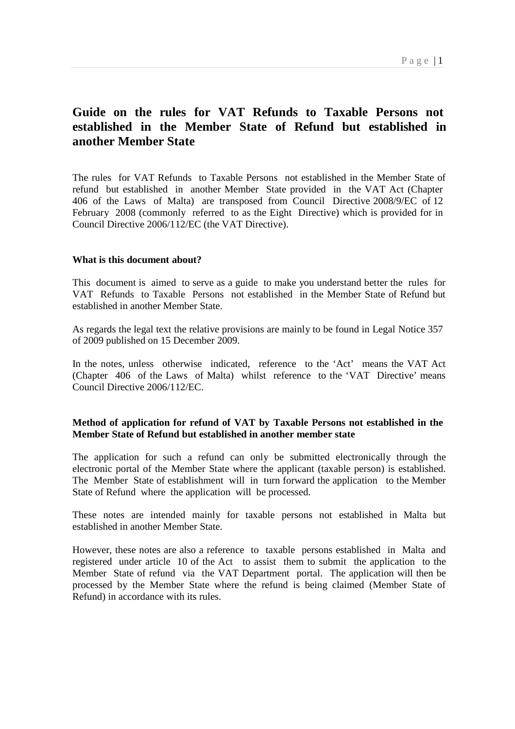# Guide on the rules for VAT Refunds to Taxable Persons not established in the Member State of Refund but established in another Member State

The rules for VAT Refunds to Taxable Persons not established in the Member State of refund but established in another Member State provided in the VAT Act (Chapter 406 of the Laws of Malta) are transposed from Council Directive 2008/9/EC of 12 February 2008 (commonly referred to as the Eight Directive) which is provided for in Council Directive 2006/112/EC (the VAT Directive).

**What is this document about?**

This document is aimed to serve as a guide to make you understand better the rules for VAT Refunds to Taxable Persons not established in the Member State of Refund but established in another Member State.

As regards the legal text the relative provisions are mainly to be found in Legal Notice 357 of 2009 published on 15 December 2009.

In the notes, unless otherwise indicated, reference to the 'Act' means the VAT Act (Chapter 406 of the Laws of Malta) whilst reference to the 'VAT Directive' means Council Directive 2006/112/EC.

**Method of application for refund of VAT by Taxable Persons not established in the Member State of Refund but established in another member state**

The application for such a refund can only be submitted electronically through the electronic portal of the Member State where the applicant (taxable person) is established. The Member State of establishment will in turn forward the application to the Member State of Refund where the application will be processed.

These notes are intended mainly for taxable persons not established in Malta but established in another Member State.

However, these notes are also a reference to taxable persons established in Malta and registered under article 10 of the Act to assist them to submit the application to the Member State of refund via the VAT Department portal. The application will then be processed by the Member State where the refund is being claimed (Member State of Refund) in accordance with its rules.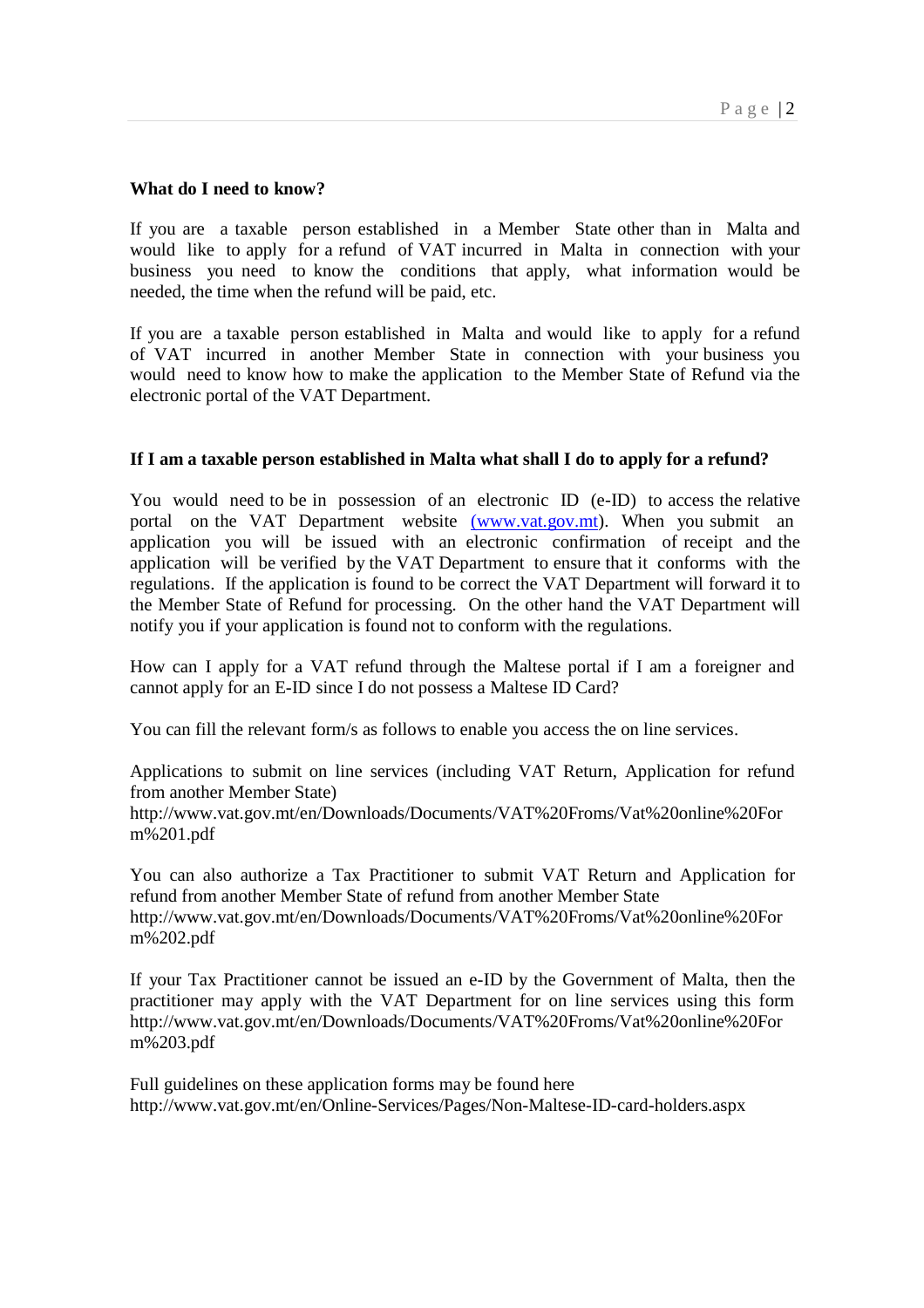**What do I need to know?**

If you are a taxable person established in a Member State other than in Malta and would like to apply for a refund of VAT incurred in Malta in connection with your business you need to know the conditions that apply, what information would be needed, the time when the refund will be paid, etc.

If you are a taxable person established in Malta and would like to apply for a refund of VAT incurred in another Member State in connection with your business you would need to know how to make the application to the Member State of Refund via the electronic portal of the VAT Department.

**If I am a taxable person established in Malta what shall I do to apply for a refund?**

You would need to be in possession of an electronic ID (e-ID) to access the relative portal on the VAT Department website [(www.vat.gov.mt](http://www.vat.gov.mt)). When you submit an application you will be issued with an electronic confirmation of receipt and the application will be verified by the VAT Department to ensure that it conforms with the regulations. If the application is found to be correct the VAT Department will forward it to the Member State of Refund for processing. On the other hand the VAT Department will notify you if your application is found not to conform with the regulations.

How can I apply for a VAT refund through the Maltese portal if I am a foreigner and cannot apply for an E-ID since I do not possess a Maltese ID Card?

You can fill the relevant form/s as follows to enable you access the on line services.

Applications to submit on line services (including VAT Return, Application for refund from another Member State)
http://www.vat.gov.mt/en/Downloads/Documents/VAT%20Froms/Vat%20online%20Form%201.pdf

You can also authorize a Tax Practitioner to submit VAT Return and Application for refund from another Member State of refund from another Member State
http://www.vat.gov.mt/en/Downloads/Documents/VAT%20Froms/Vat%20online%20Form%202.pdf

If your Tax Practitioner cannot be issued an e-ID by the Government of Malta, then the practitioner may apply with the VAT Department for on line services using this form http://www.vat.gov.mt/en/Downloads/Documents/VAT%20Froms/Vat%20online%20Form%203.pdf

Full guidelines on these application forms may be found here
http://www.vat.gov.mt/en/Online-Services/Pages/Non-Maltese-ID-card-holders.aspx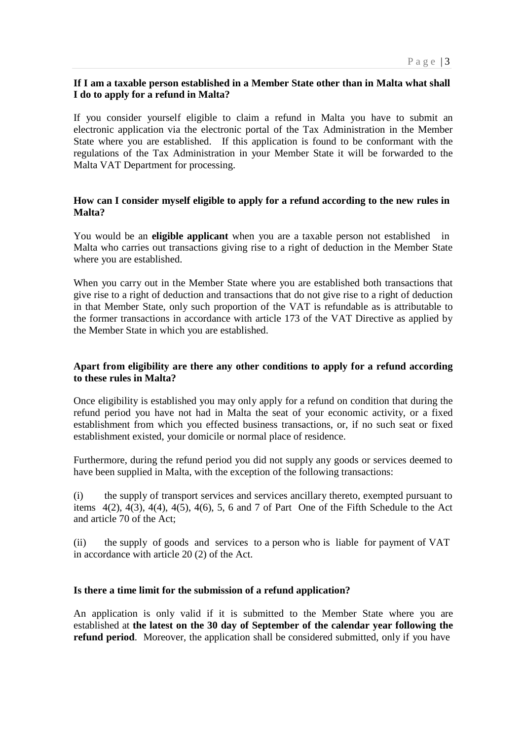**If I am a taxable person established in a Member State other than in Malta what shall I do to apply for a refund in Malta?**

If you consider yourself eligible to claim a refund in Malta you have to submit an electronic application via the electronic portal of the Tax Administration in the Member State where you are established. If this application is found to be conformant with the regulations of the Tax Administration in your Member State it will be forwarded to the Malta VAT Department for processing.

**How can I consider myself eligible to apply for a refund according to the new rules in Malta?**

You would be an **eligible applicant** when you are a taxable person not established in Malta who carries out transactions giving rise to a right of deduction in the Member State where you are established.

When you carry out in the Member State where you are established both transactions that give rise to a right of deduction and transactions that do not give rise to a right of deduction in that Member State, only such proportion of the VAT is refundable as is attributable to the former transactions in accordance with article 173 of the VAT Directive as applied by the Member State in which you are established.

**Apart from eligibility are there any other conditions to apply for a refund according to these rules in Malta?**

Once eligibility is established you may only apply for a refund on condition that during the refund period you have not had in Malta the seat of your economic activity, or a fixed establishment from which you effected business transactions, or, if no such seat or fixed establishment existed, your domicile or normal place of residence.

Furthermore, during the refund period you did not supply any goods or services deemed to have been supplied in Malta, with the exception of the following transactions:

(i) the supply of transport services and services ancillary thereto, exempted pursuant to items 4(2), 4(3), 4(4), 4(5), 4(6), 5, 6 and 7 of Part One of the Fifth Schedule to the Act and article 70 of the Act;

(ii) the supply of goods and services to a person who is liable for payment of VAT in accordance with article 20 (2) of the Act.

**Is there a time limit for the submission of a refund application?**

An application is only valid if it is submitted to the Member State where you are established at **the latest on the 30 day of September of the calendar year following the refund period**. Moreover, the application shall be considered submitted, only if you have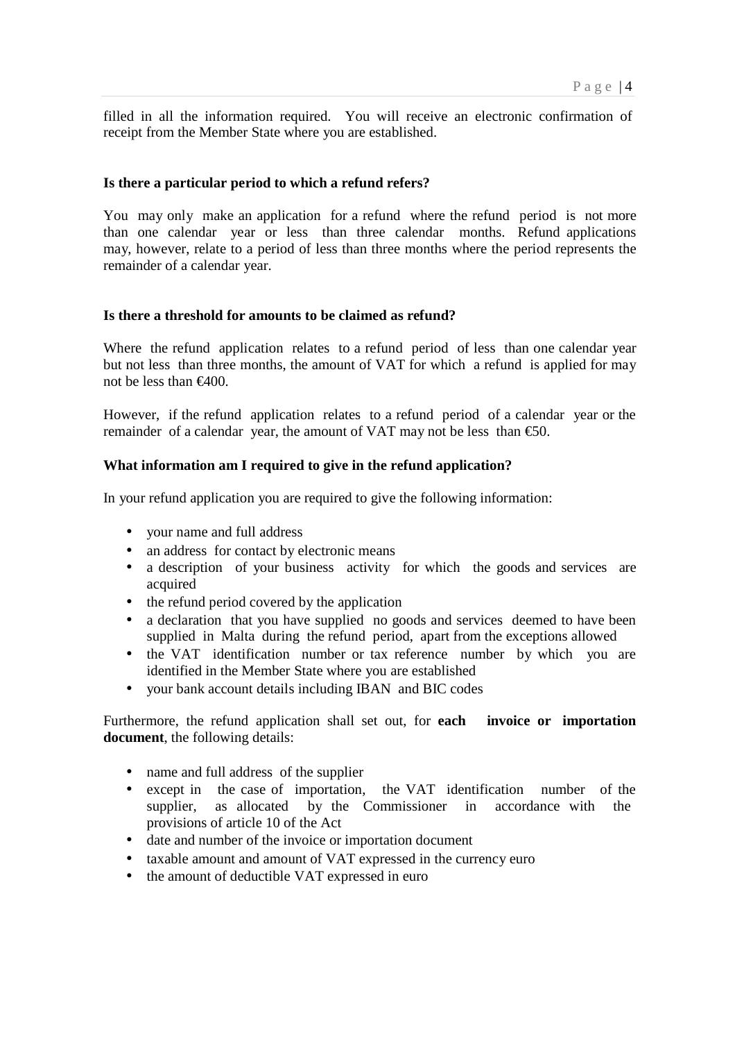filled in all the information required. You will receive an electronic confirmation of receipt from the Member State where you are established.

**Is there a particular period to which a refund refers?**

You may only make an application for a refund where the refund period is not more than one calendar year or less than three calendar months. Refund applications may, however, relate to a period of less than three months where the period represents the remainder of a calendar year.

**Is there a threshold for amounts to be claimed as refund?**

Where the refund application relates to a refund period of less than one calendar year but not less than three months, the amount of VAT for which a refund is applied for may not be less than €400.

However, if the refund application relates to a refund period of a calendar year or the remainder of a calendar year, the amount of VAT may not be less than €50.

**What information am I required to give in the refund application?**

In your refund application you are required to give the following information:

- your name and full address
- an address for contact by electronic means
- a description of your business activity for which the goods and services are acquired
- the refund period covered by the application
- a declaration that you have supplied no goods and services deemed to have been supplied in Malta during the refund period, apart from the exceptions allowed
- the VAT identification number or tax reference number by which you are identified in the Member State where you are established
- your bank account details including IBAN and BIC codes

Furthermore, the refund application shall set out, for **each invoice or importation document**, the following details:

- name and full address of the supplier
- except in the case of importation, the VAT identification number of the supplier, as allocated by the Commissioner in accordance with the provisions of article 10 of the Act
- date and number of the invoice or importation document
- taxable amount and amount of VAT expressed in the currency euro
- the amount of deductible VAT expressed in euro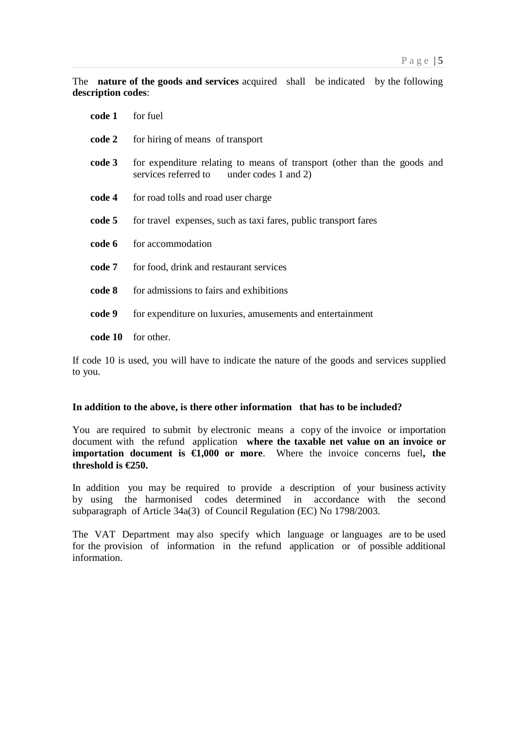The **nature of the goods and services** acquired shall be indicated by the following **description codes**:

- **code 1** for fuel
- **code 2** for hiring of means of transport
- **code 3** for expenditure relating to means of transport (other than the goods and services referred to under codes 1 and 2)
- **code 4** for road tolls and road user charge
- **code 5** for travel expenses, such as taxi fares, public transport fares
- **code 6** for accommodation
- **code 7** for food, drink and restaurant services
- **code 8** for admissions to fairs and exhibitions
- **code 9** for expenditure on luxuries, amusements and entertainment
- **code 10** for other.

If code 10 is used, you will have to indicate the nature of the goods and services supplied to you.

**In addition to the above, is there other information that has to be included?**

You are required to submit by electronic means a copy of the invoice or importation document with the refund application **where the taxable net value on an invoice or importation document is €1,000 or more**. Where the invoice concerns fuel**, the threshold is €250.**

In addition you may be required to provide a description of your business activity by using the harmonised codes determined in accordance with the second subparagraph of Article 34a(3) of Council Regulation (EC) No 1798/2003.

The VAT Department may also specify which language or languages are to be used for the provision of information in the refund application or of possible additional information.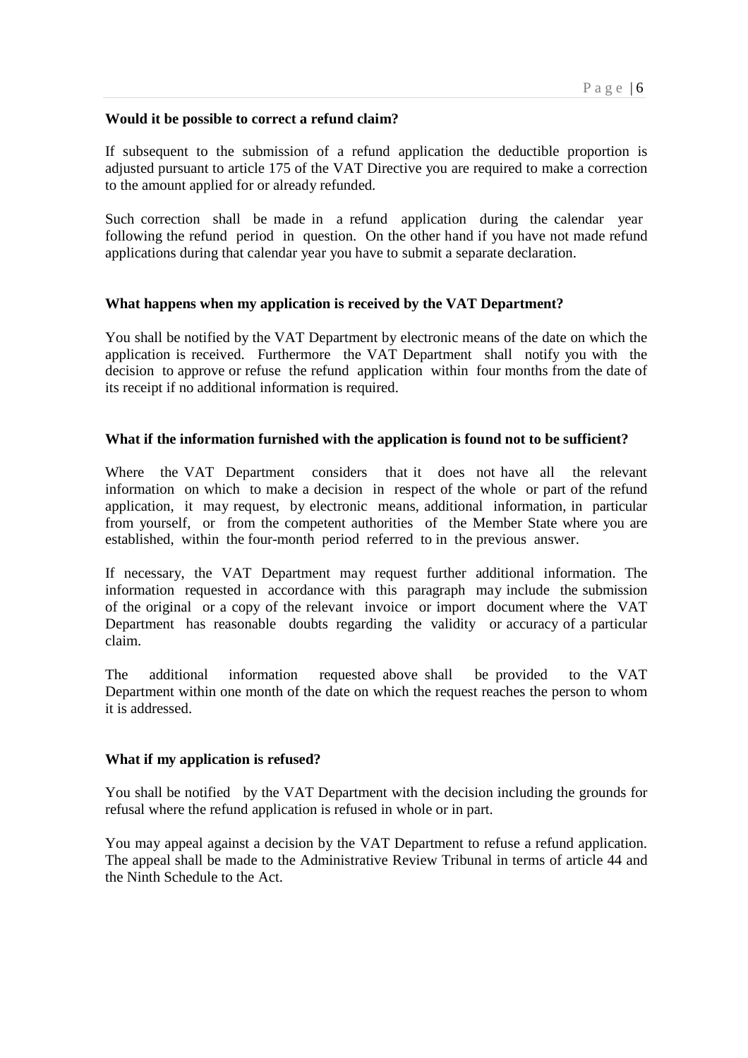**Would it be possible to correct a refund claim?**

If subsequent to the submission of a refund application the deductible proportion is adjusted pursuant to article 175 of the VAT Directive you are required to make a correction to the amount applied for or already refunded.

Such correction shall be made in a refund application during the calendar year following the refund period in question. On the other hand if you have not made refund applications during that calendar year you have to submit a separate declaration.

**What happens when my application is received by the VAT Department?**

You shall be notified by the VAT Department by electronic means of the date on which the application is received. Furthermore the VAT Department shall notify you with the decision to approve or refuse the refund application within four months from the date of its receipt if no additional information is required.

**What if the information furnished with the application is found not to be sufficient?**

Where the VAT Department considers that it does not have all the relevant information on which to make a decision in respect of the whole or part of the refund application, it may request, by electronic means, additional information, in particular from yourself, or from the competent authorities of the Member State where you are established, within the four-month period referred to in the previous answer.

If necessary, the VAT Department may request further additional information. The information requested in accordance with this paragraph may include the submission of the original or a copy of the relevant invoice or import document where the VAT Department has reasonable doubts regarding the validity or accuracy of a particular claim.

The additional information requested above shall be provided to the VAT Department within one month of the date on which the request reaches the person to whom it is addressed.

**What if my application is refused?**

You shall be notified by the VAT Department with the decision including the grounds for refusal where the refund application is refused in whole or in part.

You may appeal against a decision by the VAT Department to refuse a refund application. The appeal shall be made to the Administrative Review Tribunal in terms of article 44 and the Ninth Schedule to the Act.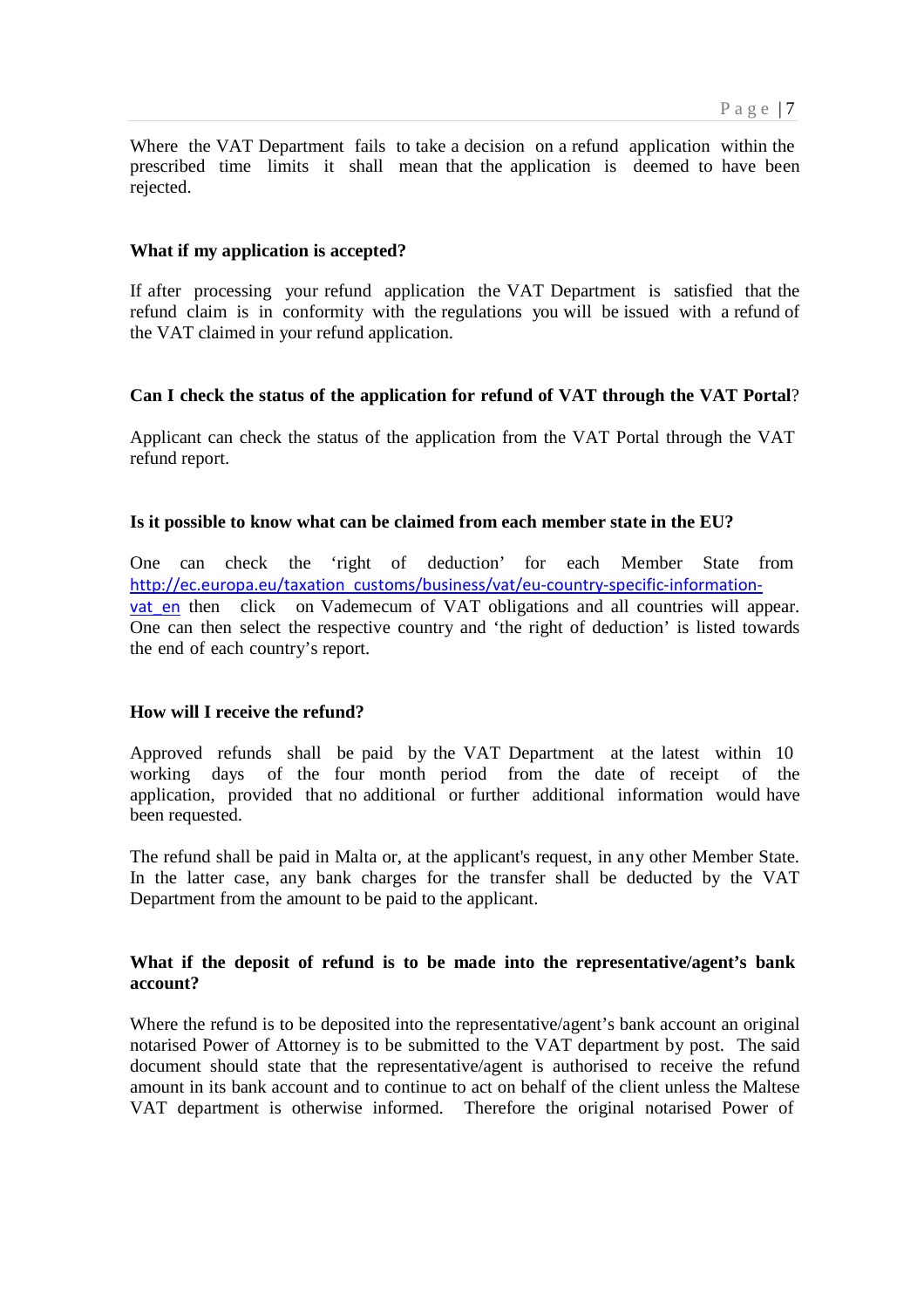Where the VAT Department fails to take a decision on a refund application within the prescribed time limits it shall mean that the application is deemed to have been rejected.

**What if my application is accepted?**

If after processing your refund application the VAT Department is satisfied that the refund claim is in conformity with the regulations you will be issued with a refund of the VAT claimed in your refund application.

**Can I check the status of the application for refund of VAT through the VAT Portal**?

Applicant can check the status of the application from the VAT Portal through the VAT refund report.

**Is it possible to know what can be claimed from each member state in the EU?**

One can check the 'right of deduction' for each Member State from http://ec.europa.eu/taxation_customs/business/vat/eu-country-specific-information-vat_en then click on Vademecum of VAT obligations and all countries will appear. One can then select the respective country and 'the right of deduction' is listed towards the end of each country's report.

**How will I receive the refund?**

Approved refunds shall be paid by the VAT Department at the latest within 10 working days of the four month period from the date of receipt of the application, provided that no additional or further additional information would have been requested.

The refund shall be paid in Malta or, at the applicant's request, in any other Member State. In the latter case, any bank charges for the transfer shall be deducted by the VAT Department from the amount to be paid to the applicant.

**What if the deposit of refund is to be made into the representative/agent's bank account?**

Where the refund is to be deposited into the representative/agent's bank account an original notarised Power of Attorney is to be submitted to the VAT department by post. The said document should state that the representative/agent is authorised to receive the refund amount in its bank account and to continue to act on behalf of the client unless the Maltese VAT department is otherwise informed. Therefore the original notarised Power of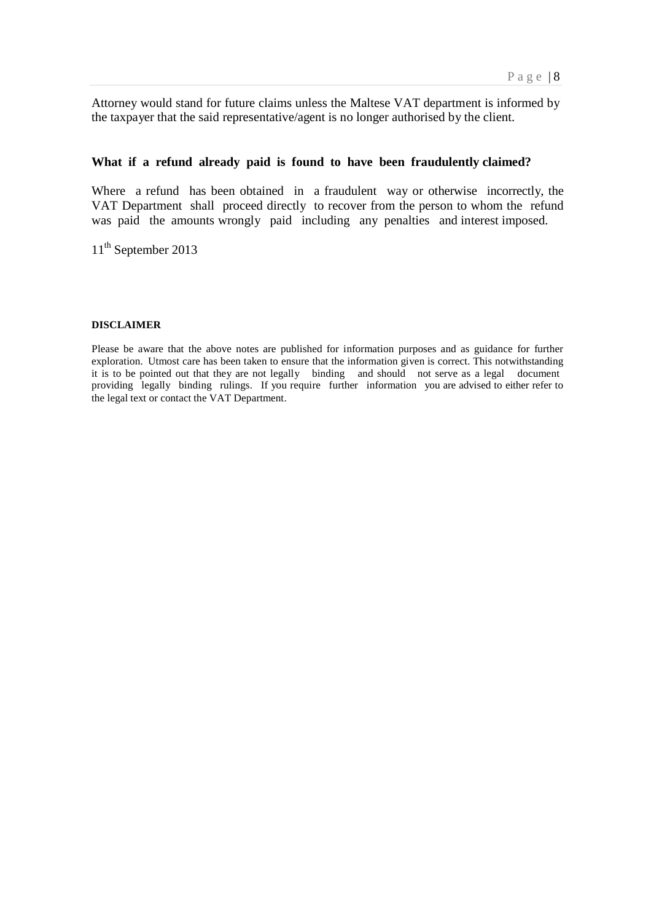Attorney would stand for future claims unless the Maltese VAT department is informed by the taxpayer that the said representative/agent is no longer authorised by the client.

### What if a refund already paid is found to have been fraudulently claimed?

Where a refund has been obtained in a fraudulent way or otherwise incorrectly, the VAT Department shall proceed directly to recover from the person to whom the refund was paid the amounts wrongly paid including any penalties and interest imposed.

11th September 2013

**DISCLAIMER**

Please be aware that the above notes are published for information purposes and as guidance for further exploration. Utmost care has been taken to ensure that the information given is correct. This notwithstanding it is to be pointed out that they are not legally binding and should not serve as a legal document providing legally binding rulings. If you require further information you are advised to either refer to the legal text or contact the VAT Department.